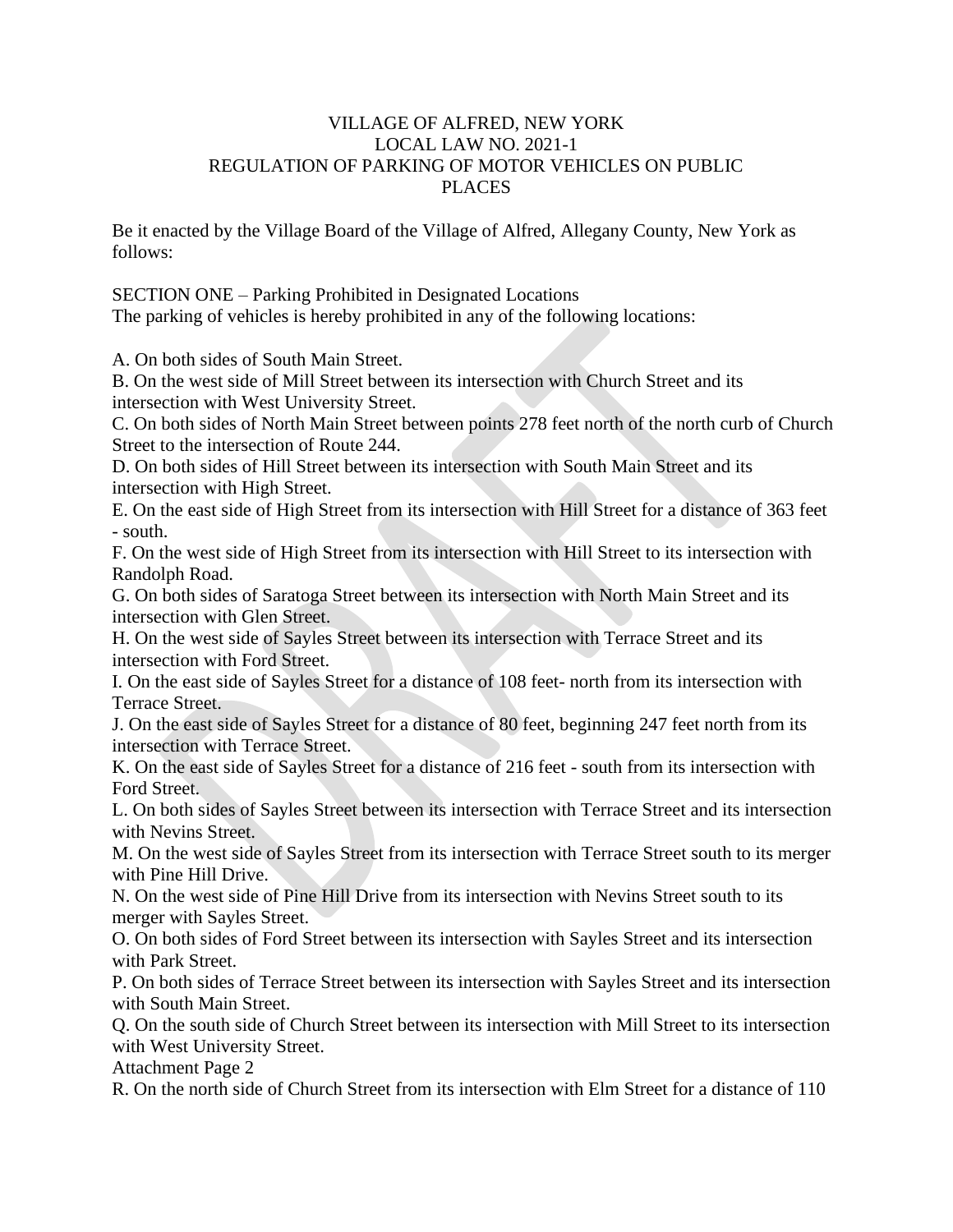VILLAGE OF ALFRED, NEW YORK
LOCAL LAW NO. 2021-1
REGULATION OF PARKING OF MOTOR VEHICLES ON PUBLIC PLACES

Be it enacted by the Village Board of the Village of Alfred, Allegany County, New York as follows:

SECTION ONE – Parking Prohibited in Designated Locations
The parking of vehicles is hereby prohibited in any of the following locations:

A. On both sides of South Main Street.
B. On the west side of Mill Street between its intersection with Church Street and its intersection with West University Street.
C. On both sides of North Main Street between points 278 feet north of the north curb of Church Street to the intersection of Route 244.
D. On both sides of Hill Street between its intersection with South Main Street and its intersection with High Street.
E. On the east side of High Street from its intersection with Hill Street for a distance of 363 feet - south.
F. On the west side of High Street from its intersection with Hill Street to its intersection with Randolph Road.
G. On both sides of Saratoga Street between its intersection with North Main Street and its intersection with Glen Street.
H. On the west side of Sayles Street between its intersection with Terrace Street and its intersection with Ford Street.
I. On the east side of Sayles Street for a distance of 108 feet- north from its intersection with Terrace Street.
J. On the east side of Sayles Street for a distance of 80 feet, beginning 247 feet north from its intersection with Terrace Street.
K. On the east side of Sayles Street for a distance of 216 feet - south from its intersection with Ford Street.
L. On both sides of Sayles Street between its intersection with Terrace Street and its intersection with Nevins Street.
M. On the west side of Sayles Street from its intersection with Terrace Street south to its merger with Pine Hill Drive.
N. On the west side of Pine Hill Drive from its intersection with Nevins Street south to its merger with Sayles Street.
O. On both sides of Ford Street between its intersection with Sayles Street and its intersection with Park Street.
P. On both sides of Terrace Street between its intersection with Sayles Street and its intersection with South Main Street.
Q. On the south side of Church Street between its intersection with Mill Street to its intersection with West University Street.
Attachment Page 2
R. On the north side of Church Street from its intersection with Elm Street for a distance of 110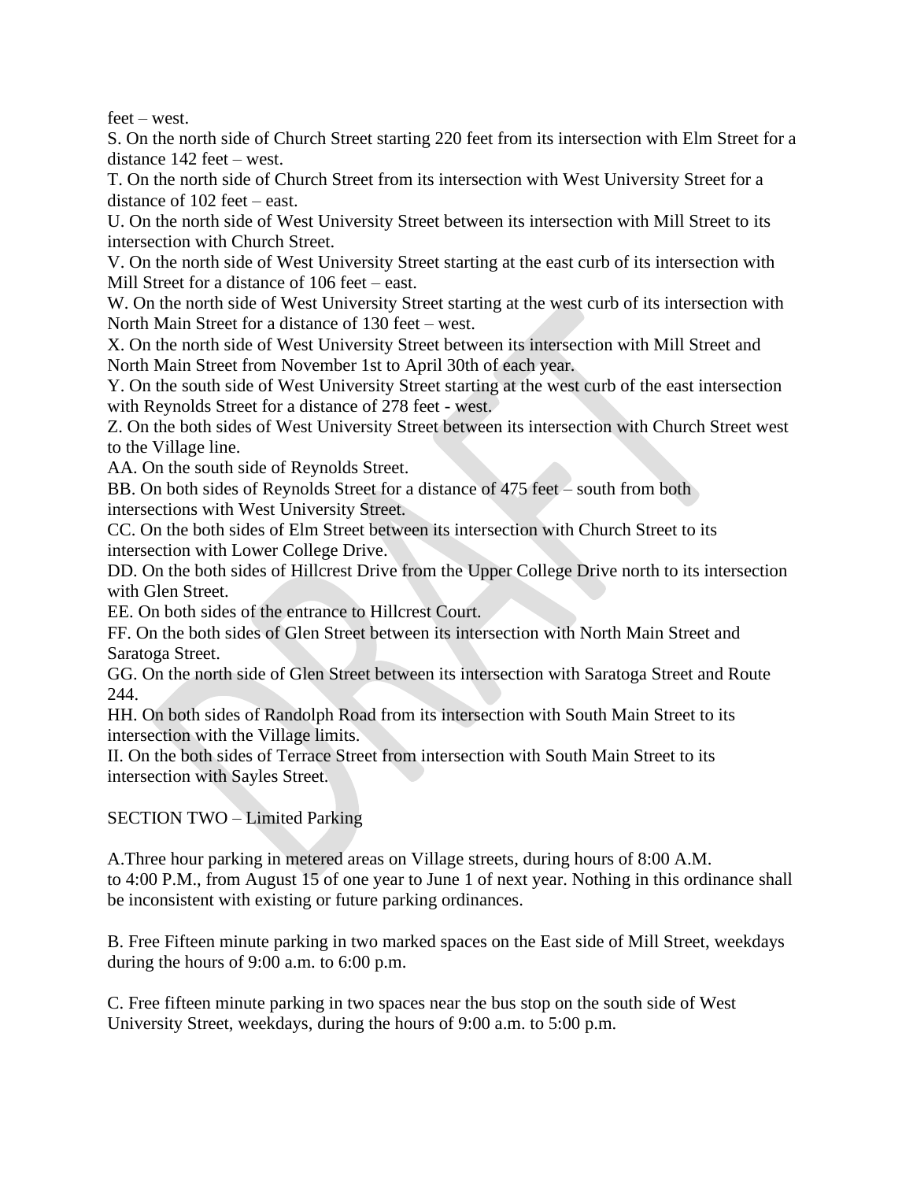feet – west.

S. On the north side of Church Street starting 220 feet from its intersection with Elm Street for a distance 142 feet – west.

T. On the north side of Church Street from its intersection with West University Street for a distance of 102 feet – east.

U. On the north side of West University Street between its intersection with Mill Street to its intersection with Church Street.

V. On the north side of West University Street starting at the east curb of its intersection with Mill Street for a distance of 106 feet – east.

W. On the north side of West University Street starting at the west curb of its intersection with North Main Street for a distance of 130 feet – west.

X. On the north side of West University Street between its intersection with Mill Street and North Main Street from November 1st to April 30th of each year.

Y. On the south side of West University Street starting at the west curb of the east intersection with Reynolds Street for a distance of 278 feet - west.

Z. On the both sides of West University Street between its intersection with Church Street west to the Village line.

AA. On the south side of Reynolds Street.

BB. On both sides of Reynolds Street for a distance of 475 feet – south from both intersections with West University Street.

CC. On the both sides of Elm Street between its intersection with Church Street to its intersection with Lower College Drive.

DD. On the both sides of Hillcrest Drive from the Upper College Drive north to its intersection with Glen Street.

EE. On both sides of the entrance to Hillcrest Court.

FF. On the both sides of Glen Street between its intersection with North Main Street and Saratoga Street.

GG. On the north side of Glen Street between its intersection with Saratoga Street and Route 244.

HH. On both sides of Randolph Road from its intersection with South Main Street to its intersection with the Village limits.

II. On the both sides of Terrace Street from intersection with South Main Street to its intersection with Sayles Street.

SECTION TWO – Limited Parking

A.Three hour parking in metered areas on Village streets, during hours of 8:00 A.M. to 4:00 P.M., from August 15 of one year to June 1 of next year. Nothing in this ordinance shall be inconsistent with existing or future parking ordinances.

B. Free Fifteen minute parking in two marked spaces on the East side of Mill Street, weekdays during the hours of 9:00 a.m. to 6:00 p.m.

C. Free fifteen minute parking in two spaces near the bus stop on the south side of West University Street, weekdays, during the hours of 9:00 a.m. to 5:00 p.m.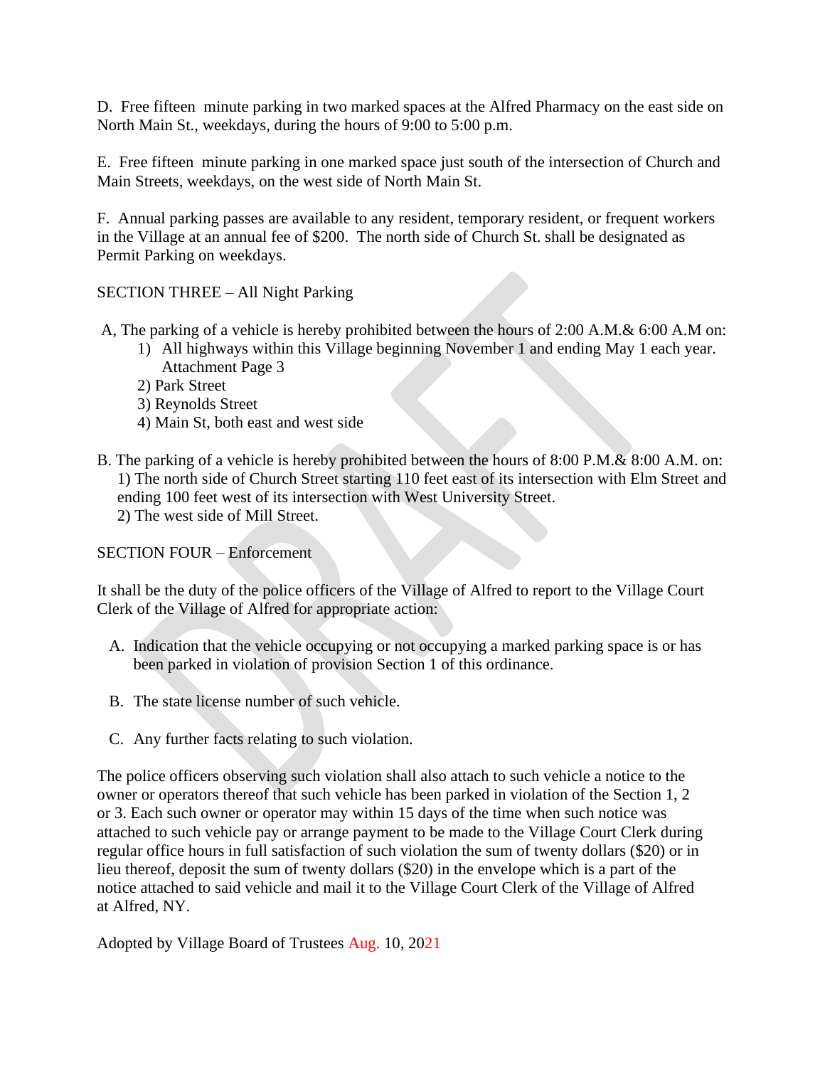D. Free fifteen minute parking in two marked spaces at the Alfred Pharmacy on the east side on North Main St., weekdays, during the hours of 9:00 to 5:00 p.m.

E. Free fifteen minute parking in one marked space just south of the intersection of Church and Main Streets, weekdays, on the west side of North Main St.

F. Annual parking passes are available to any resident, temporary resident, or frequent workers in the Village at an annual fee of $200. The north side of Church St. shall be designated as Permit Parking on weekdays.

SECTION THREE – All Night Parking

A, The parking of a vehicle is hereby prohibited between the hours of 2:00 A.M.& 6:00 A.M on:

1) All highways within this Village beginning November 1 and ending May 1 each year. Attachment Page 3
2) Park Street
3) Reynolds Street
4) Main St, both east and west side

B. The parking of a vehicle is hereby prohibited between the hours of 8:00 P.M.& 8:00 A.M. on:

1) The north side of Church Street starting 110 feet east of its intersection with Elm Street and ending 100 feet west of its intersection with West University Street.
2) The west side of Mill Street.

SECTION FOUR – Enforcement

It shall be the duty of the police officers of the Village of Alfred to report to the Village Court Clerk of the Village of Alfred for appropriate action:

A. Indication that the vehicle occupying or not occupying a marked parking space is or has been parked in violation of provision Section 1 of this ordinance.

B. The state license number of such vehicle.

C. Any further facts relating to such violation.

The police officers observing such violation shall also attach to such vehicle a notice to the owner or operators thereof that such vehicle has been parked in violation of the Section 1, 2 or 3. Each such owner or operator may within 15 days of the time when such notice was attached to such vehicle pay or arrange payment to be made to the Village Court Clerk during regular office hours in full satisfaction of such violation the sum of twenty dollars ($20) or in lieu thereof, deposit the sum of twenty dollars ($20) in the envelope which is a part of the notice attached to said vehicle and mail it to the Village Court Clerk of the Village of Alfred at Alfred, NY.

Adopted by Village Board of Trustees Aug. 10, 2021